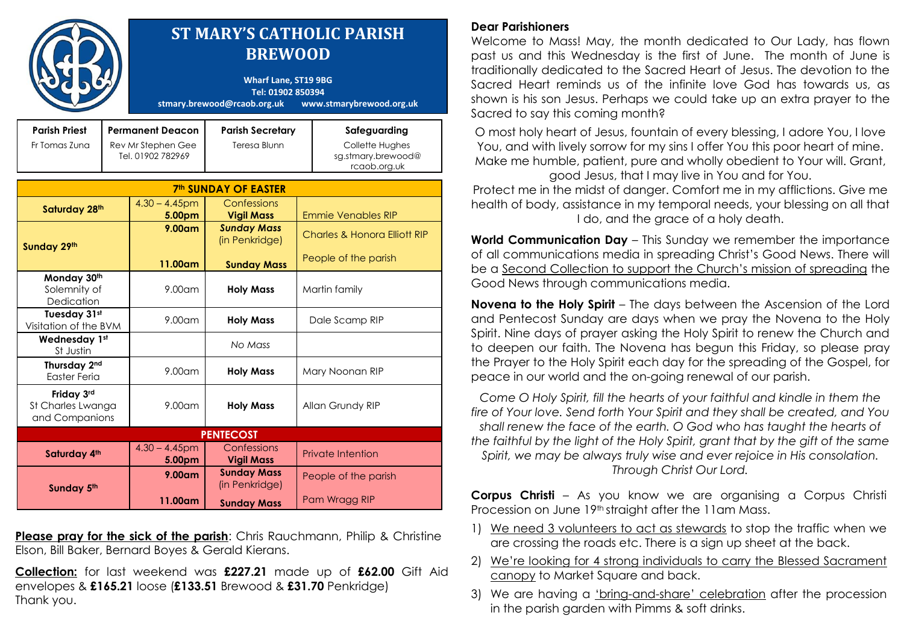# ST MARY'S CATHOLIC PARISH BREWOOD

**Wharf Lane, ST19 9BG**
**Tel: 01902 850394**
**stmary.brewood@rcaob.org.uk www.stmarybrewood.org.uk**

| Parish Priest | Permanent Deacon | Parish Secretary | Safeguarding |
|---|---|---|---|
| Fr Tomas Zuna | Rev Mr Stephen Gee Tel. 01902 782969 | Teresa Blunn | Collette Hughes sg.stmary.brewood@rcaob.org.uk |

| 7th SUNDAY OF EASTER | | | |
|---|---|---|---|
| **Saturday 28th** | 4.30 – 4.45pm<br>**5.00pm** | Confessions<br>**Vigil Mass** | Emmie Venables RIP |
| **Sunday 29th** | **9.00am** | ***Sunday Mass*** (in Penkridge) | Charles & Honora Elliott RIP |
| | **11.00am** | **Sunday Mass** | People of the parish |
| **Monday 30th** Solemnity of Dedication | 9.00am | **Holy Mass** | Martin family |
| **Tuesday 31st** Visitation of the BVM | 9.00am | **Holy Mass** | Dale Scamp RIP |
| **Wednesday 1st** St Justin | | *No Mass* | |
| **Thursday 2nd** Easter Feria | 9.00am | **Holy Mass** | Mary Noonan RIP |
| **Friday 3rd** St Charles Lwanga and Companions | 9.00am | **Holy Mass** | Allan Grundy RIP |
| **PENTECOST** | | | |
| **Saturday 4th** | 4.30 – 4.45pm<br>**5.00pm** | Confessions<br>**Vigil Mass** | Private Intention |
| **Sunday 5th** | **9.00am** | **Sunday Mass** (in Penkridge) | People of the parish |
| | **11.00am** | **Sunday Mass** | Pam Wragg RIP |

**Please pray for the sick of the parish**: Chris Rauchmann, Philip & Christine Elson, Bill Baker, Bernard Boyes & Gerald Kierans.

**Collection:** for last weekend was **£227.21** made up of **£62.00** Gift Aid envelopes & **£165.21** loose (**£133.51** Brewood & **£31.70** Penkridge)
Thank you.

**Dear Parishioners**

Welcome to Mass! May, the month dedicated to Our Lady, has flown past us and this Wednesday is the first of June. The month of June is traditionally dedicated to the Sacred Heart of Jesus. The devotion to the Sacred Heart reminds us of the infinite love God has towards us, as shown is his son Jesus. Perhaps we could take up an extra prayer to the Sacred to say this coming month?

O most holy heart of Jesus, fountain of every blessing, I adore You, I love You, and with lively sorrow for my sins I offer You this poor heart of mine. Make me humble, patient, pure and wholly obedient to Your will. Grant, good Jesus, that I may live in You and for You.
Protect me in the midst of danger. Comfort me in my afflictions. Give me health of body, assistance in my temporal needs, your blessing on all that I do, and the grace of a holy death.

**World Communication Day** – This Sunday we remember the importance of all communications media in spreading Christ's Good News. There will be a Second Collection to support the Church's mission of spreading the Good News through communications media.

**Novena to the Holy Spirit** – The days between the Ascension of the Lord and Pentecost Sunday are days when we pray the Novena to the Holy Spirit. Nine days of prayer asking the Holy Spirit to renew the Church and to deepen our faith. The Novena has begun this Friday, so please pray the Prayer to the Holy Spirit each day for the spreading of the Gospel, for peace in our world and the on-going renewal of our parish.

*Come O Holy Spirit, fill the hearts of your faithful and kindle in them the fire of Your love. Send forth Your Spirit and they shall be created, and You shall renew the face of the earth. O God who has taught the hearts of the faithful by the light of the Holy Spirit, grant that by the gift of the same Spirit, we may be always truly wise and ever rejoice in His consolation. Through Christ Our Lord.*

**Corpus Christi** – As you know we are organising a Corpus Christi Procession on June 19th straight after the 11am Mass.

1) We need 3 volunteers to act as stewards to stop the traffic when we are crossing the roads etc. There is a sign up sheet at the back.
2) We're looking for 4 strong individuals to carry the Blessed Sacrament canopy to Market Square and back.
3) We are having a 'bring-and-share' celebration after the procession in the parish garden with Pimms & soft drinks.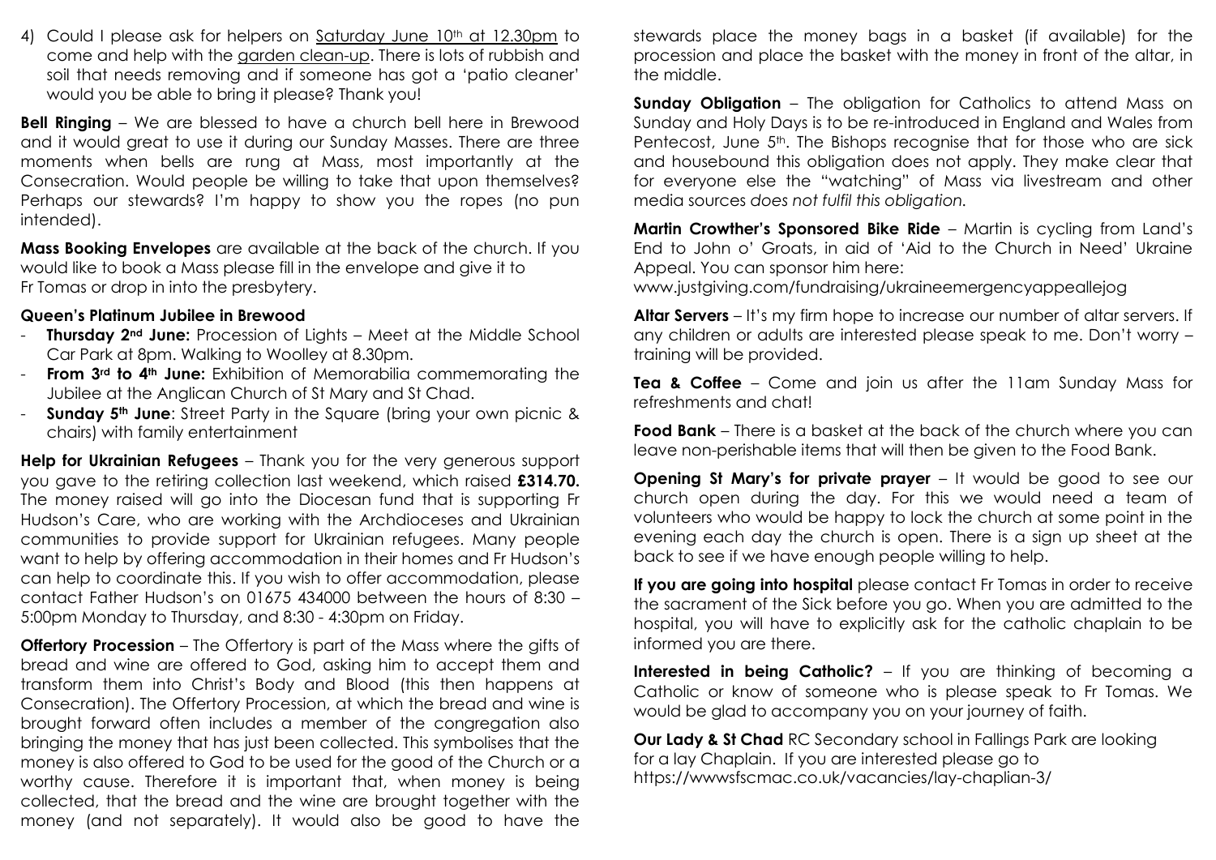4) Could I please ask for helpers on Saturday June 10th at 12.30pm to come and help with the garden clean-up. There is lots of rubbish and soil that needs removing and if someone has got a 'patio cleaner' would you be able to bring it please? Thank you!

**Bell Ringing** – We are blessed to have a church bell here in Brewood and it would great to use it during our Sunday Masses. There are three moments when bells are rung at Mass, most importantly at the Consecration. Would people be willing to take that upon themselves? Perhaps our stewards? I'm happy to show you the ropes (no pun intended).

**Mass Booking Envelopes** are available at the back of the church. If you would like to book a Mass please fill in the envelope and give it to Fr Tomas or drop in into the presbytery.

**Queen's Platinum Jubilee in Brewood**

- **Thursday 2nd June:** Procession of Lights – Meet at the Middle School Car Park at 8pm. Walking to Woolley at 8.30pm.
- **From 3rd to 4th June:** Exhibition of Memorabilia commemorating the Jubilee at the Anglican Church of St Mary and St Chad.
- **Sunday 5th June**: Street Party in the Square (bring your own picnic & chairs) with family entertainment

**Help for Ukrainian Refugees** – Thank you for the very generous support you gave to the retiring collection last weekend, which raised **£314.70.** The money raised will go into the Diocesan fund that is supporting Fr Hudson's Care, who are working with the Archdioceses and Ukrainian communities to provide support for Ukrainian refugees. Many people want to help by offering accommodation in their homes and Fr Hudson's can help to coordinate this. If you wish to offer accommodation, please contact Father Hudson's on 01675 434000 between the hours of 8:30 – 5:00pm Monday to Thursday, and 8:30 - 4:30pm on Friday.

**Offertory Procession** – The Offertory is part of the Mass where the gifts of bread and wine are offered to God, asking him to accept them and transform them into Christ's Body and Blood (this then happens at Consecration). The Offertory Procession, at which the bread and wine is brought forward often includes a member of the congregation also bringing the money that has just been collected. This symbolises that the money is also offered to God to be used for the good of the Church or a worthy cause. Therefore it is important that, when money is being collected, that the bread and the wine are brought together with the money (and not separately). It would also be good to have the stewards place the money bags in a basket (if available) for the procession and place the basket with the money in front of the altar, in the middle.

**Sunday Obligation** – The obligation for Catholics to attend Mass on Sunday and Holy Days is to be re-introduced in England and Wales from Pentecost, June 5th. The Bishops recognise that for those who are sick and housebound this obligation does not apply. They make clear that for everyone else the "watching" of Mass via livestream and other media sources *does not fulfil this obligation.*

**Martin Crowther's Sponsored Bike Ride** – Martin is cycling from Land's End to John o' Groats, in aid of 'Aid to the Church in Need' Ukraine Appeal. You can sponsor him here:
www.justgiving.com/fundraising/ukraineemergencyappeallejog

**Altar Servers** – It's my firm hope to increase our number of altar servers. If any children or adults are interested please speak to me. Don't worry – training will be provided.

**Tea & Coffee** – Come and join us after the 11am Sunday Mass for refreshments and chat!

**Food Bank** – There is a basket at the back of the church where you can leave non-perishable items that will then be given to the Food Bank.

**Opening St Mary's for private prayer** – It would be good to see our church open during the day. For this we would need a team of volunteers who would be happy to lock the church at some point in the evening each day the church is open. There is a sign up sheet at the back to see if we have enough people willing to help.

**If you are going into hospital** please contact Fr Tomas in order to receive the sacrament of the Sick before you go. When you are admitted to the hospital, you will have to explicitly ask for the catholic chaplain to be informed you are there.

**Interested in being Catholic?** – If you are thinking of becoming a Catholic or know of someone who is please speak to Fr Tomas. We would be glad to accompany you on your journey of faith.

**Our Lady & St Chad** RC Secondary school in Fallings Park are looking for a lay Chaplain. If you are interested please go to https://wwwsfscmac.co.uk/vacancies/lay-chaplian-3/